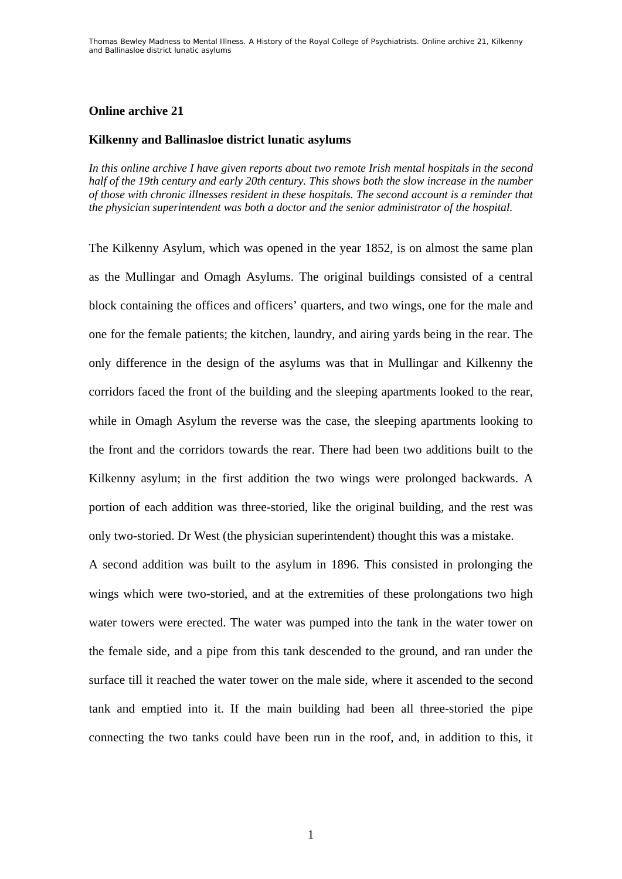## Online archive 21

### Kilkenny and Ballinasloe district lunatic asylums

*In this online archive I have given reports about two remote Irish mental hospitals in the second half of the 19th century and early 20th century. This shows both the slow increase in the number of those with chronic illnesses resident in these hospitals. The second account is a reminder that the physician superintendent was both a doctor and the senior administrator of the hospital.*

The Kilkenny Asylum, which was opened in the year 1852, is on almost the same plan as the Mullingar and Omagh Asylums. The original buildings consisted of a central block containing the offices and officers' quarters, and two wings, one for the male and one for the female patients; the kitchen, laundry, and airing yards being in the rear. The only difference in the design of the asylums was that in Mullingar and Kilkenny the corridors faced the front of the building and the sleeping apartments looked to the rear, while in Omagh Asylum the reverse was the case, the sleeping apartments looking to the front and the corridors towards the rear. There had been two additions built to the Kilkenny asylum; in the first addition the two wings were prolonged backwards. A portion of each addition was three-storied, like the original building, and the rest was only two-storied. Dr West (the physician superintendent) thought this was a mistake.

A second addition was built to the asylum in 1896. This consisted in prolonging the wings which were two-storied, and at the extremities of these prolongations two high water towers were erected. The water was pumped into the tank in the water tower on the female side, and a pipe from this tank descended to the ground, and ran under the surface till it reached the water tower on the male side, where it ascended to the second tank and emptied into it. If the main building had been all three-storied the pipe connecting the two tanks could have been run in the roof, and, in addition to this, it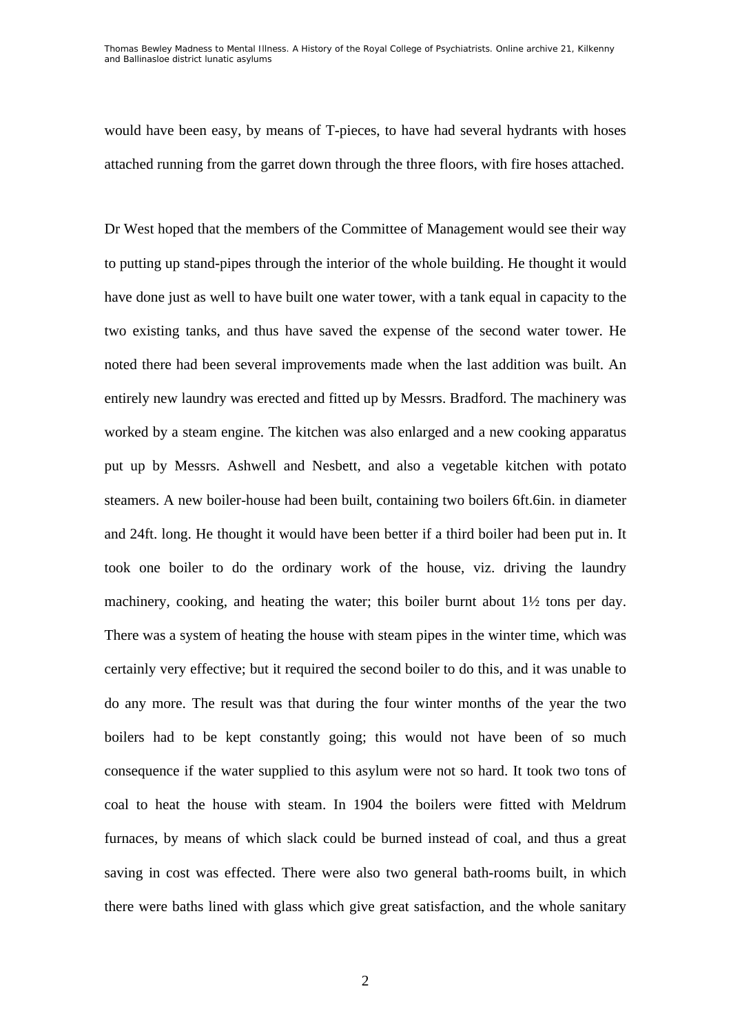would have been easy, by means of T-pieces, to have had several hydrants with hoses attached running from the garret down through the three floors, with fire hoses attached.

Dr West hoped that the members of the Committee of Management would see their way to putting up stand-pipes through the interior of the whole building. He thought it would have done just as well to have built one water tower, with a tank equal in capacity to the two existing tanks, and thus have saved the expense of the second water tower. He noted there had been several improvements made when the last addition was built. An entirely new laundry was erected and fitted up by Messrs. Bradford. The machinery was worked by a steam engine. The kitchen was also enlarged and a new cooking apparatus put up by Messrs. Ashwell and Nesbett, and also a vegetable kitchen with potato steamers. A new boiler-house had been built, containing two boilers 6ft.6in. in diameter and 24ft. long. He thought it would have been better if a third boiler had been put in. It took one boiler to do the ordinary work of the house, viz. driving the laundry machinery, cooking, and heating the water; this boiler burnt about 1½ tons per day. There was a system of heating the house with steam pipes in the winter time, which was certainly very effective; but it required the second boiler to do this, and it was unable to do any more. The result was that during the four winter months of the year the two boilers had to be kept constantly going; this would not have been of so much consequence if the water supplied to this asylum were not so hard. It took two tons of coal to heat the house with steam. In 1904 the boilers were fitted with Meldrum furnaces, by means of which slack could be burned instead of coal, and thus a great saving in cost was effected. There were also two general bath-rooms built, in which there were baths lined with glass which give great satisfaction, and the whole sanitary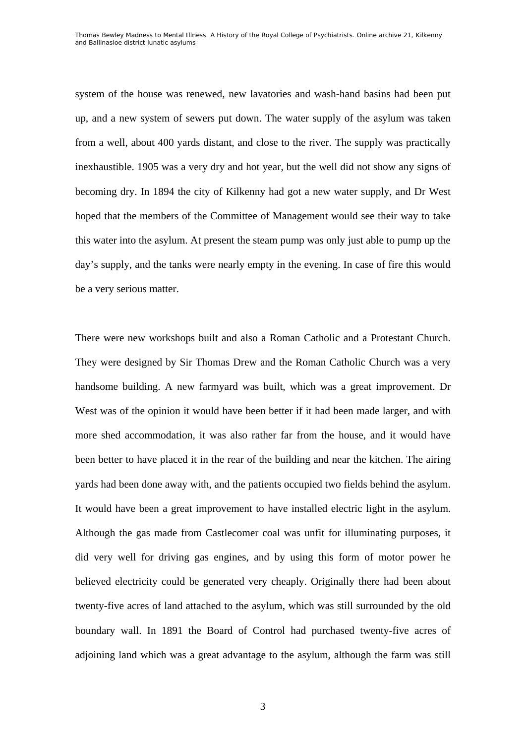system of the house was renewed, new lavatories and wash-hand basins had been put up, and a new system of sewers put down. The water supply of the asylum was taken from a well, about 400 yards distant, and close to the river. The supply was practically inexhaustible. 1905 was a very dry and hot year, but the well did not show any signs of becoming dry. In 1894 the city of Kilkenny had got a new water supply, and Dr West hoped that the members of the Committee of Management would see their way to take this water into the asylum. At present the steam pump was only just able to pump up the day's supply, and the tanks were nearly empty in the evening. In case of fire this would be a very serious matter.

There were new workshops built and also a Roman Catholic and a Protestant Church. They were designed by Sir Thomas Drew and the Roman Catholic Church was a very handsome building. A new farmyard was built, which was a great improvement. Dr West was of the opinion it would have been better if it had been made larger, and with more shed accommodation, it was also rather far from the house, and it would have been better to have placed it in the rear of the building and near the kitchen. The airing yards had been done away with, and the patients occupied two fields behind the asylum. It would have been a great improvement to have installed electric light in the asylum. Although the gas made from Castlecomer coal was unfit for illuminating purposes, it did very well for driving gas engines, and by using this form of motor power he believed electricity could be generated very cheaply. Originally there had been about twenty-five acres of land attached to the asylum, which was still surrounded by the old boundary wall. In 1891 the Board of Control had purchased twenty-five acres of adjoining land which was a great advantage to the asylum, although the farm was still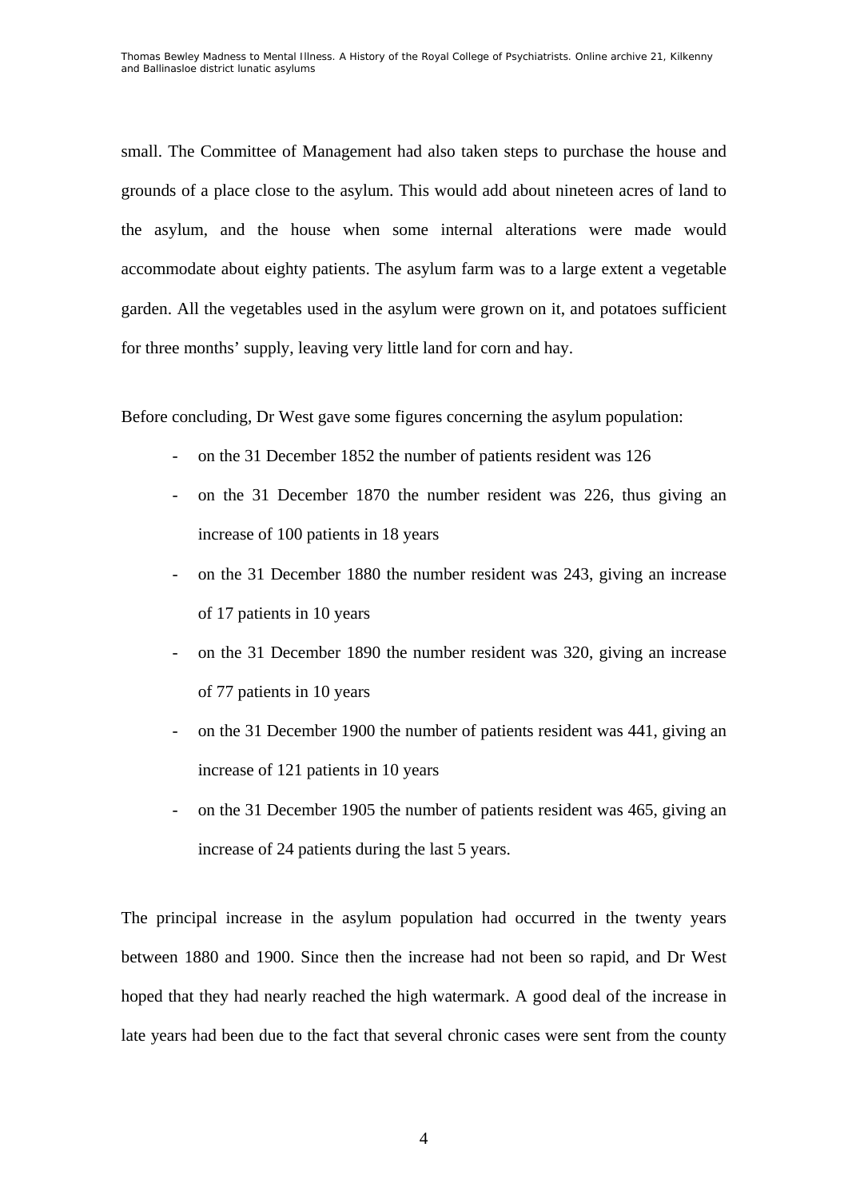small. The Committee of Management had also taken steps to purchase the house and grounds of a place close to the asylum. This would add about nineteen acres of land to the asylum, and the house when some internal alterations were made would accommodate about eighty patients. The asylum farm was to a large extent a vegetable garden. All the vegetables used in the asylum were grown on it, and potatoes sufficient for three months' supply, leaving very little land for corn and hay.

Before concluding, Dr West gave some figures concerning the asylum population:

- on the 31 December 1852 the number of patients resident was 126
- on the 31 December 1870 the number resident was 226, thus giving an increase of 100 patients in 18 years
- on the 31 December 1880 the number resident was 243, giving an increase of 17 patients in 10 years
- on the 31 December 1890 the number resident was 320, giving an increase of 77 patients in 10 years
- on the 31 December 1900 the number of patients resident was 441, giving an increase of 121 patients in 10 years
- on the 31 December 1905 the number of patients resident was 465, giving an increase of 24 patients during the last 5 years.

The principal increase in the asylum population had occurred in the twenty years between 1880 and 1900. Since then the increase had not been so rapid, and Dr West hoped that they had nearly reached the high watermark. A good deal of the increase in late years had been due to the fact that several chronic cases were sent from the county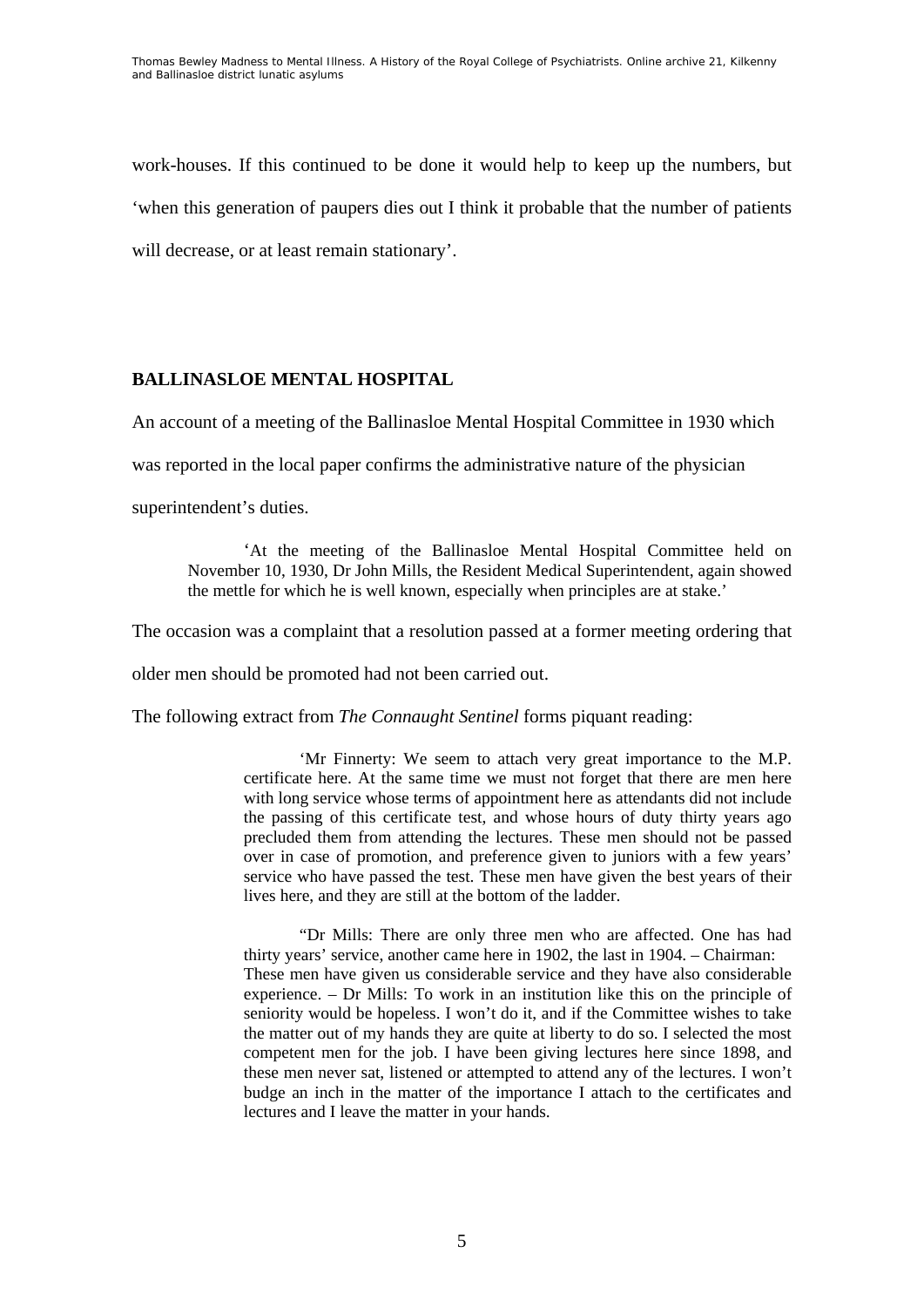work-houses. If this continued to be done it would help to keep up the numbers, but 'when this generation of paupers dies out I think it probable that the number of patients will decrease, or at least remain stationary'.

## BALLINASLOE MENTAL HOSPITAL

An account of a meeting of the Ballinasloe Mental Hospital Committee in 1930 which was reported in the local paper confirms the administrative nature of the physician superintendent's duties.

> 'At the meeting of the Ballinasloe Mental Hospital Committee held on November 10, 1930, Dr John Mills, the Resident Medical Superintendent, again showed the mettle for which he is well known, especially when principles are at stake.'

The occasion was a complaint that a resolution passed at a former meeting ordering that older men should be promoted had not been carried out.

The following extract from *The Connaught Sentinel* forms piquant reading:

> 'Mr Finnerty: We seem to attach very great importance to the M.P. certificate here. At the same time we must not forget that there are men here with long service whose terms of appointment here as attendants did not include the passing of this certificate test, and whose hours of duty thirty years ago precluded them from attending the lectures. These men should not be passed over in case of promotion, and preference given to juniors with a few years' service who have passed the test. These men have given the best years of their lives here, and they are still at the bottom of the ladder.
>
> "Dr Mills: There are only three men who are affected. One has had thirty years' service, another came here in 1902, the last in 1904. – Chairman: These men have given us considerable service and they have also considerable experience. – Dr Mills: To work in an institution like this on the principle of seniority would be hopeless. I won't do it, and if the Committee wishes to take the matter out of my hands they are quite at liberty to do so. I selected the most competent men for the job. I have been giving lectures here since 1898, and these men never sat, listened or attempted to attend any of the lectures. I won't budge an inch in the matter of the importance I attach to the certificates and lectures and I leave the matter in your hands.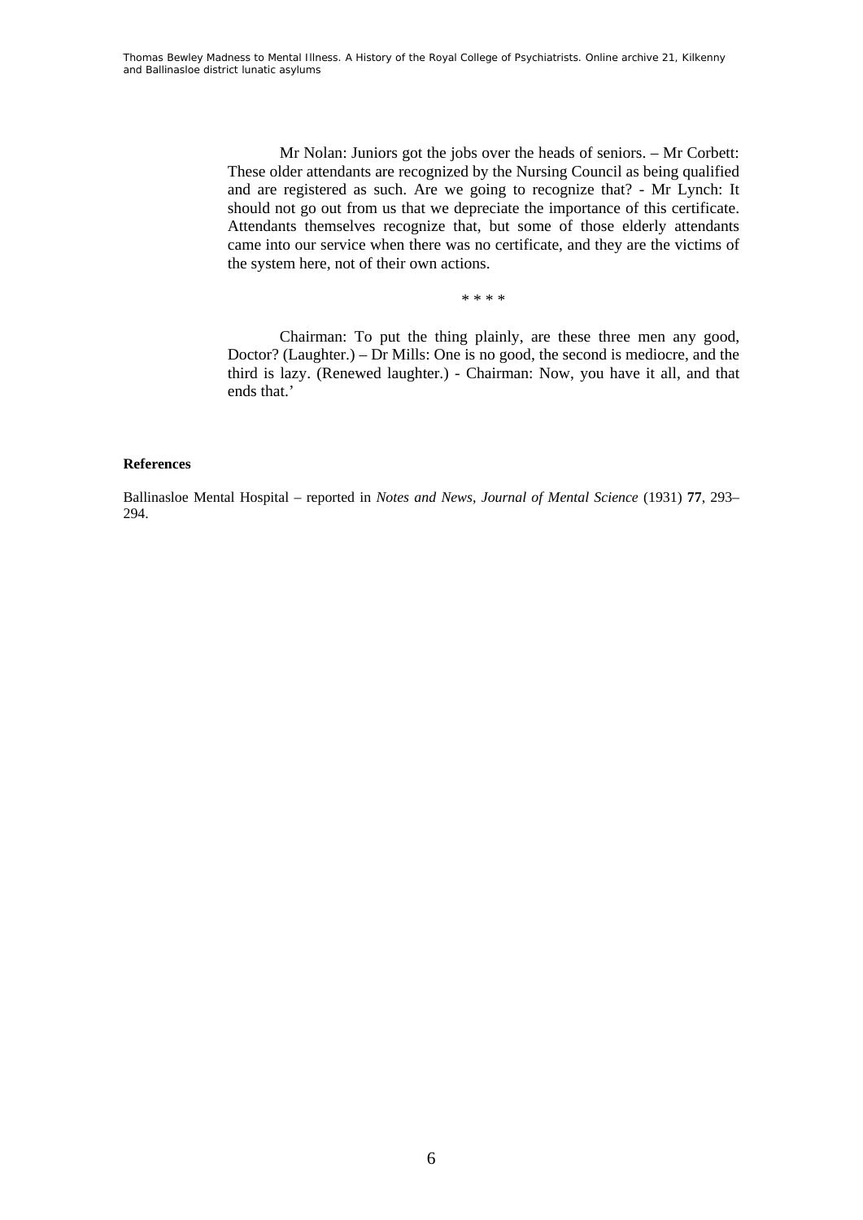> Mr Nolan: Juniors got the jobs over the heads of seniors. – Mr Corbett: These older attendants are recognized by the Nursing Council as being qualified and are registered as such. Are we going to recognize that? - Mr Lynch: It should not go out from us that we depreciate the importance of this certificate. Attendants themselves recognize that, but some of those elderly attendants came into our service when there was no certificate, and they are the victims of the system here, not of their own actions.
>
> \* \* \* \*
>
> Chairman: To put the thing plainly, are these three men any good, Doctor? (Laughter.) – Dr Mills: One is no good, the second is mediocre, and the third is lazy. (Renewed laughter.) - Chairman: Now, you have it all, and that ends that.'

**References**

Ballinasloe Mental Hospital – reported in *Notes and News, Journal of Mental Science* (1931) **77**, 293–294.